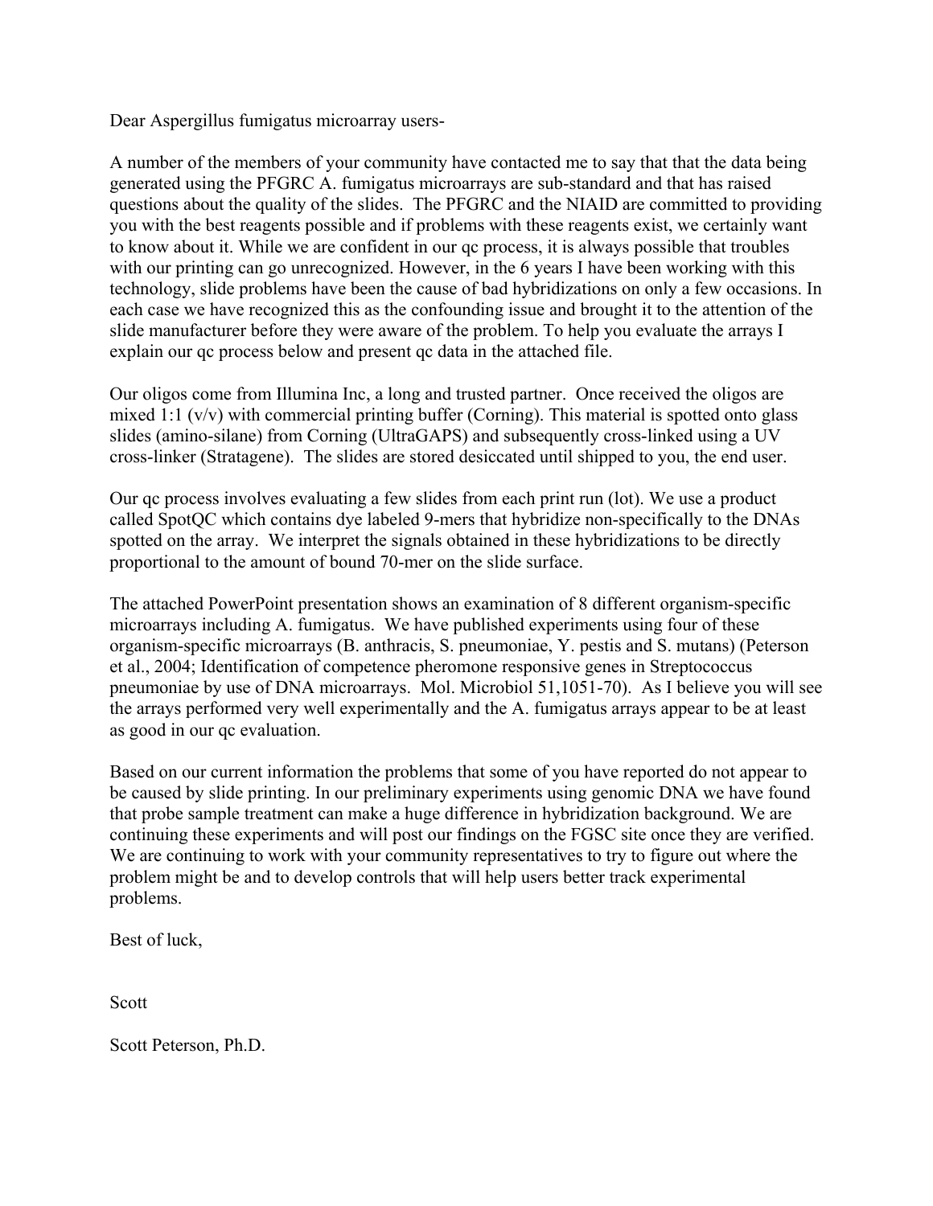Dear Aspergillus fumigatus microarray users-

A number of the members of your community have contacted me to say that that the data being generated using the PFGRC A. fumigatus microarrays are sub-standard and that has raised questions about the quality of the slides. The PFGRC and the NIAID are committed to providing you with the best reagents possible and if problems with these reagents exist, we certainly want to know about it. While we are confident in our qc process, it is always possible that troubles with our printing can go unrecognized. However, in the 6 years I have been working with this technology, slide problems have been the cause of bad hybridizations on only a few occasions. In each case we have recognized this as the confounding issue and brought it to the attention of the slide manufacturer before they were aware of the problem. To help you evaluate the arrays I explain our qc process below and present qc data in the attached file.

Our oligos come from Illumina Inc, a long and trusted partner. Once received the oligos are mixed 1:1 (v/v) with commercial printing buffer (Corning). This material is spotted onto glass slides (amino-silane) from Corning (UltraGAPS) and subsequently cross-linked using a UV cross-linker (Stratagene). The slides are stored desiccated until shipped to you, the end user.

Our qc process involves evaluating a few slides from each print run (lot). We use a product called SpotQC which contains dye labeled 9-mers that hybridize non-specifically to the DNAs spotted on the array. We interpret the signals obtained in these hybridizations to be directly proportional to the amount of bound 70-mer on the slide surface.

The attached PowerPoint presentation shows an examination of 8 different organism-specific microarrays including A. fumigatus. We have published experiments using four of these organism-specific microarrays (B. anthracis, S. pneumoniae, Y. pestis and S. mutans) (Peterson et al., 2004; Identification of competence pheromone responsive genes in Streptococcus pneumoniae by use of DNA microarrays. Mol. Microbiol 51,1051-70). As I believe you will see the arrays performed very well experimentally and the A. fumigatus arrays appear to be at least as good in our qc evaluation.

Based on our current information the problems that some of you have reported do not appear to be caused by slide printing. In our preliminary experiments using genomic DNA we have found that probe sample treatment can make a huge difference in hybridization background. We are continuing these experiments and will post our findings on the FGSC site once they are verified. We are continuing to work with your community representatives to try to figure out where the problem might be and to develop controls that will help users better track experimental problems.

Best of luck,

Scott

Scott Peterson, Ph.D.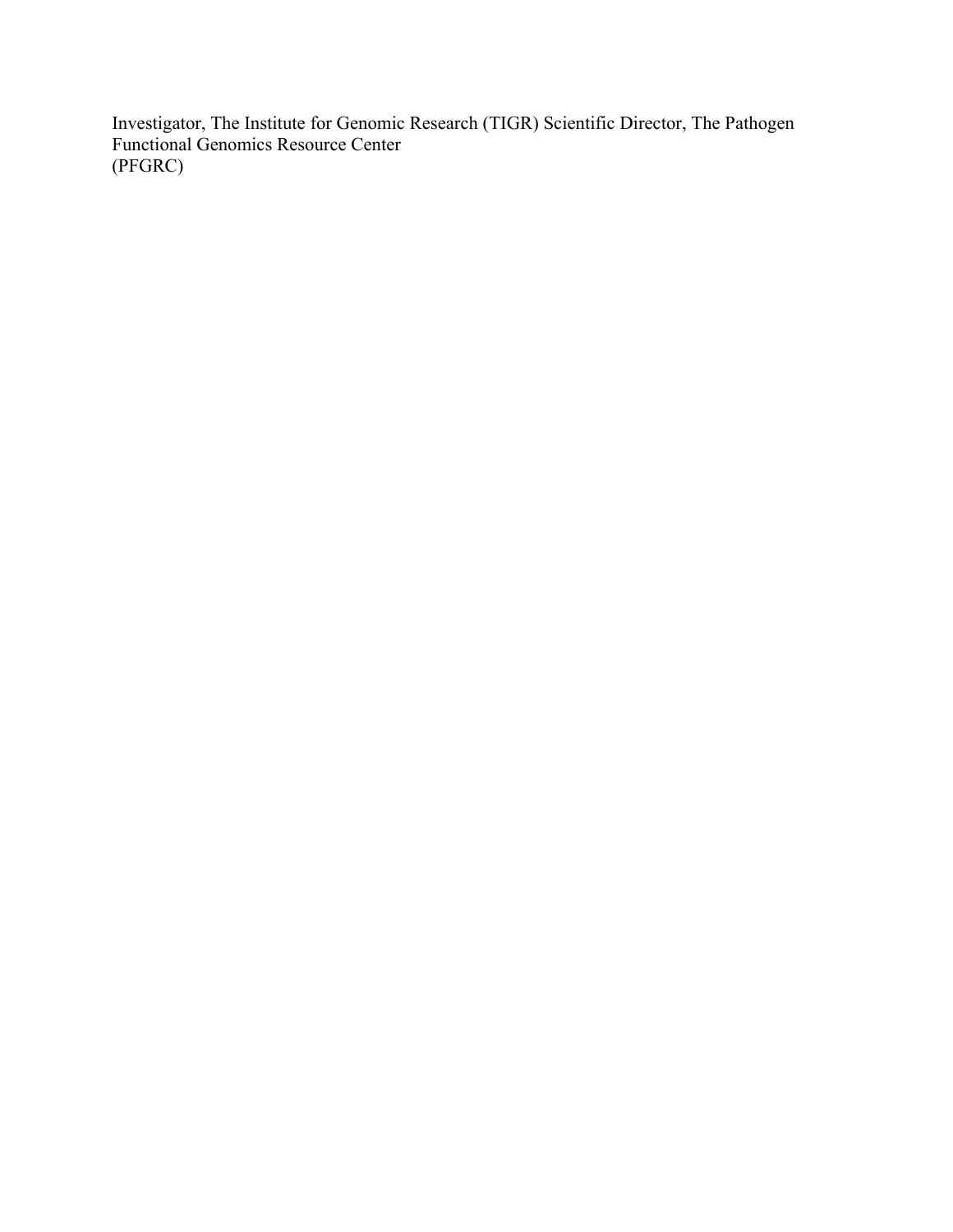Investigator, The Institute for Genomic Research (TIGR) Scientific Director, The Pathogen Functional Genomics Resource Center
(PFGRC)